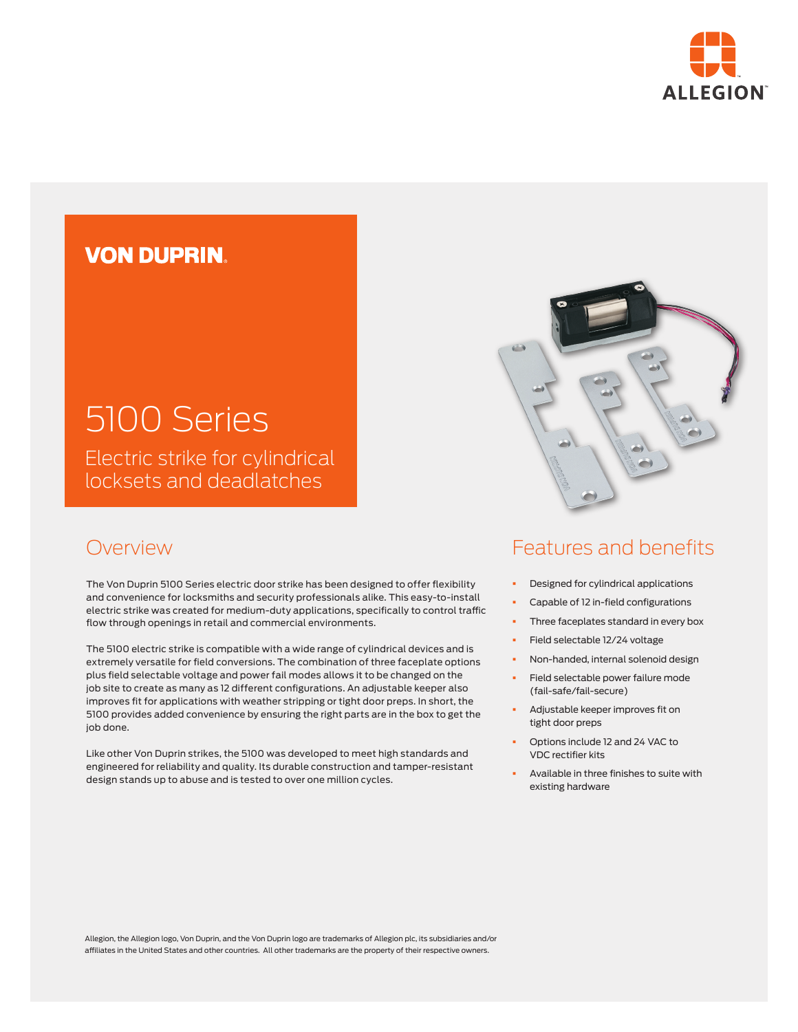ALLEGION

# VON DUPRIN

# 5100 Series

Electric strike for cylindrical locksets and deadlatches

## Overview

The Von Duprin 5100 Series electric door strike has been designed to offer flexibility and convenience for locksmiths and security professionals alike. This easy-to-install electric strike was created for medium-duty applications, specifically to control traffic flow through openings in retail and commercial environments.

The 5100 electric strike is compatible with a wide range of cylindrical devices and is extremely versatile for field conversions. The combination of three faceplate options plus field selectable voltage and power fail modes allows it to be changed on the job site to create as many as 12 different configurations. An adjustable keeper also improves fit for applications with weather stripping or tight door preps. In short, the 5100 provides added convenience by ensuring the right parts are in the box to get the job done.

Like other Von Duprin strikes, the 5100 was developed to meet high standards and engineered for reliability and quality. Its durable construction and tamper-resistant design stands up to abuse and is tested to over one million cycles.

## Features and benefits

- Designed for cylindrical applications
- Capable of 12 in-field configurations
- Three faceplates standard in every box
- Field selectable 12/24 voltage
- Non-handed, internal solenoid design
- Field selectable power failure mode (fail-safe/fail-secure)
- Adjustable keeper improves fit on tight door preps
- Options include 12 and 24 VAC to VDC rectifier kits
- Available in three finishes to suite with existing hardware

Allegion, the Allegion logo, Von Duprin, and the Von Duprin logo are trademarks of Allegion plc, its subsidiaries and/or affiliates in the United States and other countries. All other trademarks are the property of their respective owners.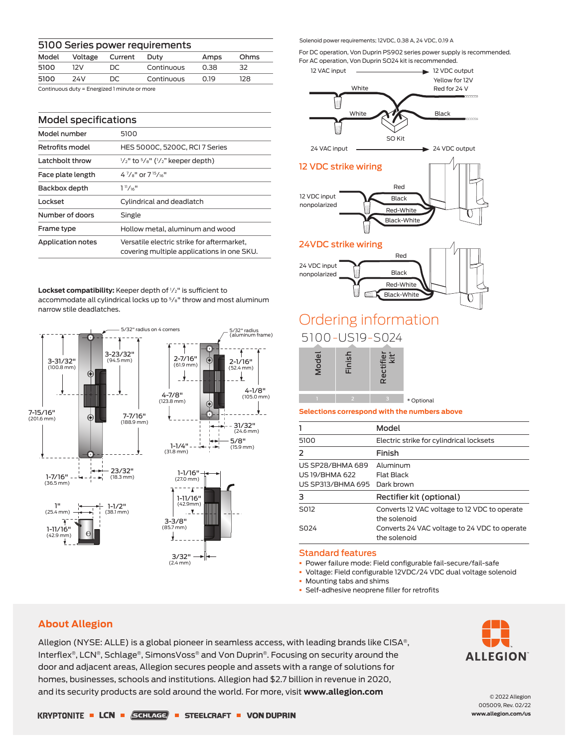## 5100 Series power requirements

| Model | Voltage | Current | Duty | Amps | Ohms |
|---|---|---|---|---|---|
| 5100 | 12V | DC | Continuous | 0.38 | 32 |
| 5100 | 24V | DC | Continuous | 0.19 | 128 |

Continuous duty = Energized 1 minute or more

## Model specifications

| | |
|---|---|
| Model number | 5100 |
| Retrofits model | HES 5000C, 5200C, RCI 7 Series |
| Latchbolt throw | 1/2" to 5/8" (1/2" keeper depth) |
| Face plate length | 4 7/8" or 7 15/16" |
| Backbox depth | 1 11/16" |
| Lockset | Cylindrical and deadlatch |
| Number of doors | Single |
| Frame type | Hollow metal, aluminum and wood |
| Application notes | Versatile electric strike for aftermarket, covering multiple applications in one SKU. |

**Lockset compatibility:** Keeper depth of 1/2" is sufficient to accommodate all cylindrical locks up to 5/8" throw and most aluminum narrow stile deadlatches.

5/32" radius on 4 corners
3-31/32" (100.8 mm)
3-23/32" (94.5 mm)
7-15/16" (201.6 mm)
7-7/16" (188.9 mm)
1-7/16" (36.5 mm)
23/32" (18.3 mm)
1" (25.4 mm)
1-1/2" (38.1 mm)
1-11/16" (42.9 mm)

5/32" radius (aluminum frame)
2-7/16" (61.9 mm)
2-1/16" (52.4 mm)
4-7/8" (123.8 mm)
4-1/8" (105.0 mm)
31/32" (24.6 mm)
5/8" (15.9 mm)
1-1/4" (31.8 mm)
1-1/16" (27.0 mm)
1-11/16" (42.9mm)
3-3/8" (85.7 mm)
3/32" (2.4 mm)

Solenoid power requirements; 12VDC, 0.38 A, 24 VDC, 0.19 A

For DC operation, Von Duprin PS902 series power supply is recommended.
For AC operation, Von Duprin SO24 kit is recommended.

12 VAC input → 12 VDC output
Yellow for 12V
Red for 24 V
White
White
Black
SO Kit
24 VAC input → 24 VDC output

## 12 VDC strike wiring

12 VDC input nonpolarized
Red
Black
Red-White
Black-White

## 24VDC strike wiring

24 VDC input nonpolarized
Red
Black
Red-White
Black-White

# Ordering information

5100-US19-S024

| Model | Finish | Rectifier kit* |
|---|---|---|
| 1 | 2 | 3 |

\* Optional

**Selections correspond with the numbers above**

| 1 | Model |
|---|---|
| 5100 | Electric strike for cylindrical locksets |
| **2** | **Finish** |
| US SP28/BHMA 689 | Aluminum |
| US 19/BHMA 622 | Flat Black |
| US SP313/BHMA 695 | Dark brown |
| **3** | **Rectifier kit (optional)** |
| S012 | Converts 12 VAC voltage to 12 VDC to operate the solenoid |
| S024 | Converts 24 VAC voltage to 24 VDC to operate the solenoid |

## Standard features

- Power failure mode: Field configurable fail-secure/fail-safe
- Voltage: Field configurable 12VDC/24 VDC dual voltage solenoid
- Mounting tabs and shims
- Self-adhesive neoprene filler for retrofits

## About Allegion

Allegion (NYSE: ALLE) is a global pioneer in seamless access, with leading brands like CISA®, Interflex®, LCN®, Schlage®, SimonsVoss® and Von Duprin®. Focusing on security around the door and adjacent areas, Allegion secures people and assets with a range of solutions for homes, businesses, schools and institutions. Allegion had $2.7 billion in revenue in 2020, and its security products are sold around the world. For more, visit **www.allegion.com**

ALLEGION

KRYPTONITE ■ LCN ■ SCHLAGE ■ STEELCRAFT ■ VON DUPRIN

© 2022 Allegion
005009, Rev. 02/22
**www.allegion.com/us**